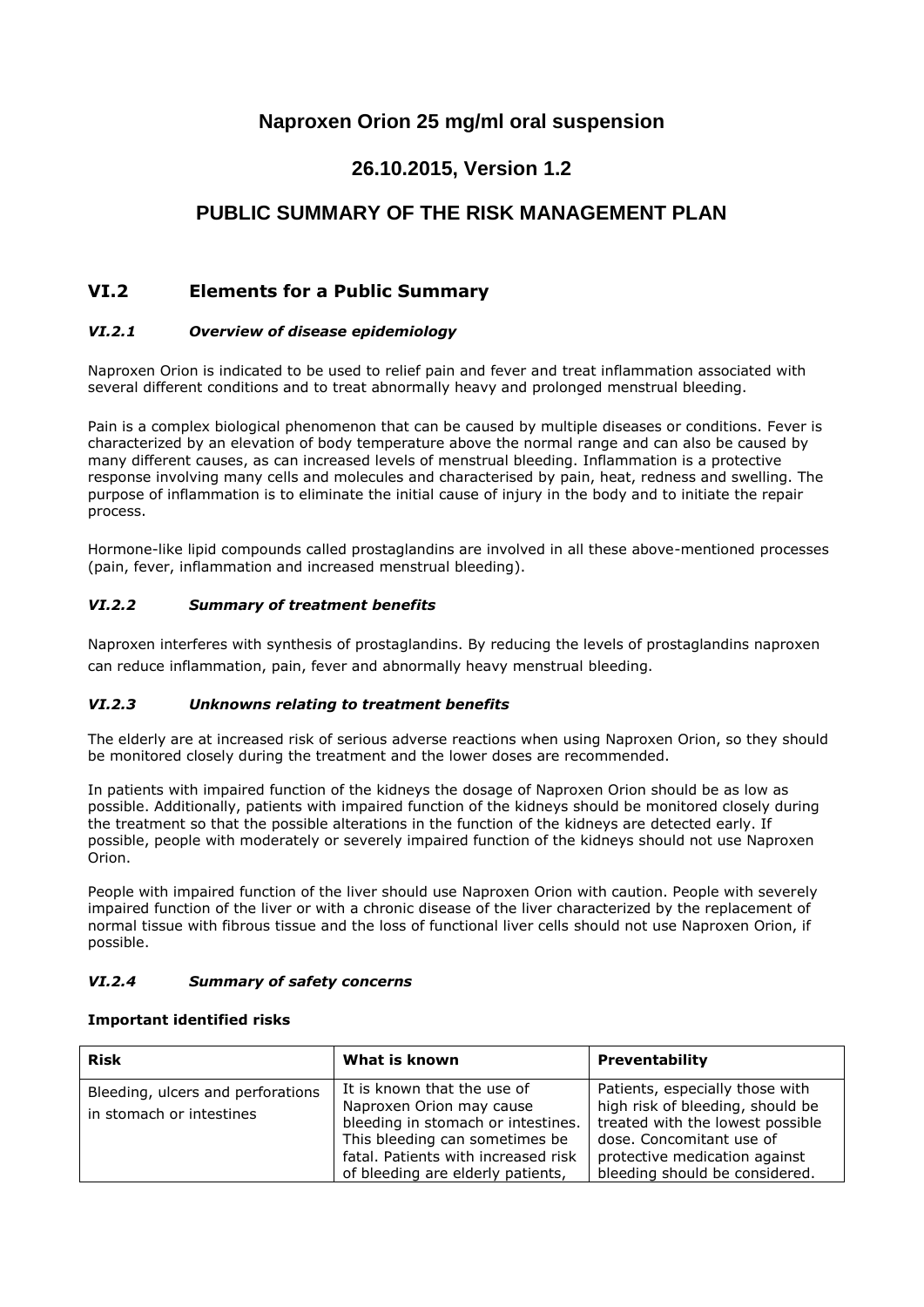# Naproxen Orion 25 mg/ml oral suspension

## 26.10.2015, Version 1.2

## PUBLIC SUMMARY OF THE RISK MANAGEMENT PLAN

## VI.2 Elements for a Public Summary

### *VI.2.1 Overview of disease epidemiology*

Naproxen Orion is indicated to be used to relief pain and fever and treat inflammation associated with several different conditions and to treat abnormally heavy and prolonged menstrual bleeding.

Pain is a complex biological phenomenon that can be caused by multiple diseases or conditions. Fever is characterized by an elevation of body temperature above the normal range and can also be caused by many different causes, as can increased levels of menstrual bleeding. Inflammation is a protective response involving many cells and molecules and characterised by pain, heat, redness and swelling. The purpose of inflammation is to eliminate the initial cause of injury in the body and to initiate the repair process.

Hormone-like lipid compounds called prostaglandins are involved in all these above-mentioned processes (pain, fever, inflammation and increased menstrual bleeding).

### *VI.2.2 Summary of treatment benefits*

Naproxen interferes with synthesis of prostaglandins. By reducing the levels of prostaglandins naproxen can reduce inflammation, pain, fever and abnormally heavy menstrual bleeding.

### *VI.2.3 Unknowns relating to treatment benefits*

The elderly are at increased risk of serious adverse reactions when using Naproxen Orion, so they should be monitored closely during the treatment and the lower doses are recommended.

In patients with impaired function of the kidneys the dosage of Naproxen Orion should be as low as possible. Additionally, patients with impaired function of the kidneys should be monitored closely during the treatment so that the possible alterations in the function of the kidneys are detected early. If possible, people with moderately or severely impaired function of the kidneys should not use Naproxen Orion.

People with impaired function of the liver should use Naproxen Orion with caution. People with severely impaired function of the liver or with a chronic disease of the liver characterized by the replacement of normal tissue with fibrous tissue and the loss of functional liver cells should not use Naproxen Orion, if possible.

### *VI.2.4 Summary of safety concerns*

**Important identified risks**

| Risk | What is known | Preventability |
|---|---|---|
| Bleeding, ulcers and perforations in stomach or intestines | It is known that the use of Naproxen Orion may cause bleeding in stomach or intestines. This bleeding can sometimes be fatal. Patients with increased risk of bleeding are elderly patients, | Patients, especially those with high risk of bleeding, should be treated with the lowest possible dose. Concomitant use of protective medication against bleeding should be considered. |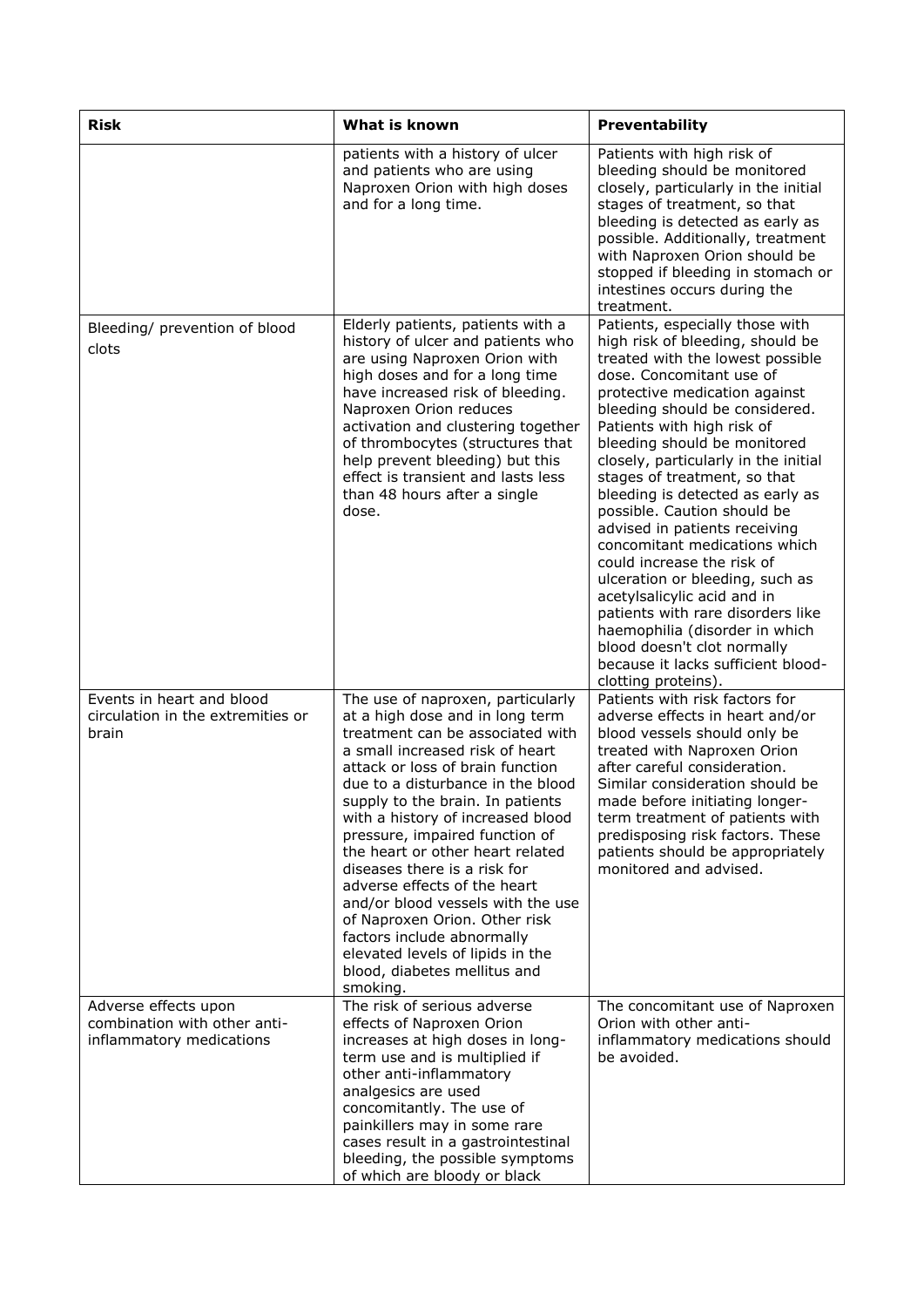| Risk | What is known | Preventability |
|---|---|---|
| | patients with a history of ulcer and patients who are using Naproxen Orion with high doses and for a long time. | Patients with high risk of bleeding should be monitored closely, particularly in the initial stages of treatment, so that bleeding is detected as early as possible. Additionally, treatment with Naproxen Orion should be stopped if bleeding in stomach or intestines occurs during the treatment. |
| Bleeding/ prevention of blood clots | Elderly patients, patients with a history of ulcer and patients who are using Naproxen Orion with high doses and for a long time have increased risk of bleeding. Naproxen Orion reduces activation and clustering together of thrombocytes (structures that help prevent bleeding) but this effect is transient and lasts less than 48 hours after a single dose. | Patients, especially those with high risk of bleeding, should be treated with the lowest possible dose. Concomitant use of protective medication against bleeding should be considered. Patients with high risk of bleeding should be monitored closely, particularly in the initial stages of treatment, so that bleeding is detected as early as possible. Caution should be advised in patients receiving concomitant medications which could increase the risk of ulceration or bleeding, such as acetylsalicylic acid and in patients with rare disorders like haemophilia (disorder in which blood doesn't clot normally because it lacks sufficient blood-clotting proteins). |
| Events in heart and blood circulation in the extremities or brain | The use of naproxen, particularly at a high dose and in long term treatment can be associated with a small increased risk of heart attack or loss of brain function due to a disturbance in the blood supply to the brain. In patients with a history of increased blood pressure, impaired function of the heart or other heart related diseases there is a risk for adverse effects of the heart and/or blood vessels with the use of Naproxen Orion. Other risk factors include abnormally elevated levels of lipids in the blood, diabetes mellitus and smoking. | Patients with risk factors for adverse effects in heart and/or blood vessels should only be treated with Naproxen Orion after careful consideration. Similar consideration should be made before initiating longer-term treatment of patients with predisposing risk factors. These patients should be appropriately monitored and advised. |
| Adverse effects upon combination with other anti-inflammatory medications | The risk of serious adverse effects of Naproxen Orion increases at high doses in long-term use and is multiplied if other anti-inflammatory analgesics are used concomitantly. The use of painkillers may in some rare cases result in a gastrointestinal bleeding, the possible symptoms of which are bloody or black | The concomitant use of Naproxen Orion with other anti-inflammatory medications should be avoided. |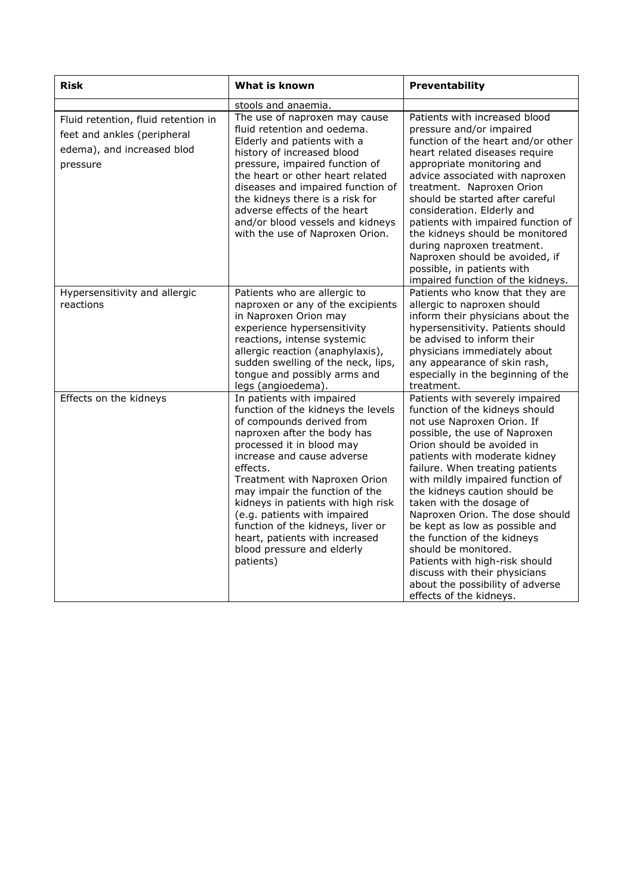| Risk | What is known | Preventability |
|---|---|---|
| | stools and anaemia. | |
| Fluid retention, fluid retention in feet and ankles (peripheral edema), and increased blod pressure | The use of naproxen may cause fluid retention and oedema. Elderly and patients with a history of increased blood pressure, impaired function of the heart or other heart related diseases and impaired function of the kidneys there is a risk for adverse effects of the heart and/or blood vessels and kidneys with the use of Naproxen Orion. | Patients with increased blood pressure and/or impaired function of the heart and/or other heart related diseases require appropriate monitoring and advice associated with naproxen treatment. Naproxen Orion should be started after careful consideration. Elderly and patients with impaired function of the kidneys should be monitored during naproxen treatment. Naproxen should be avoided, if possible, in patients with impaired function of the kidneys. |
| Hypersensitivity and allergic reactions | Patients who are allergic to naproxen or any of the excipients in Naproxen Orion may experience hypersensitivity reactions, intense systemic allergic reaction (anaphylaxis), sudden swelling of the neck, lips, tongue and possibly arms and legs (angioedema). | Patients who know that they are allergic to naproxen should inform their physicians about the hypersensitivity. Patients should be advised to inform their physicians immediately about any appearance of skin rash, especially in the beginning of the treatment. |
| Effects on the kidneys | In patients with impaired function of the kidneys the levels of compounds derived from naproxen after the body has processed it in blood may increase and cause adverse effects.<br>Treatment with Naproxen Orion may impair the function of the kidneys in patients with high risk (e.g. patients with impaired function of the kidneys, liver or heart, patients with increased blood pressure and elderly patients) | Patients with severely impaired function of the kidneys should not use Naproxen Orion. If possible, the use of Naproxen Orion should be avoided in patients with moderate kidney failure. When treating patients with mildly impaired function of the kidneys caution should be taken with the dosage of Naproxen Orion. The dose should be kept as low as possible and the function of the kidneys should be monitored.<br>Patients with high-risk should discuss with their physicians about the possibility of adverse effects of the kidneys. |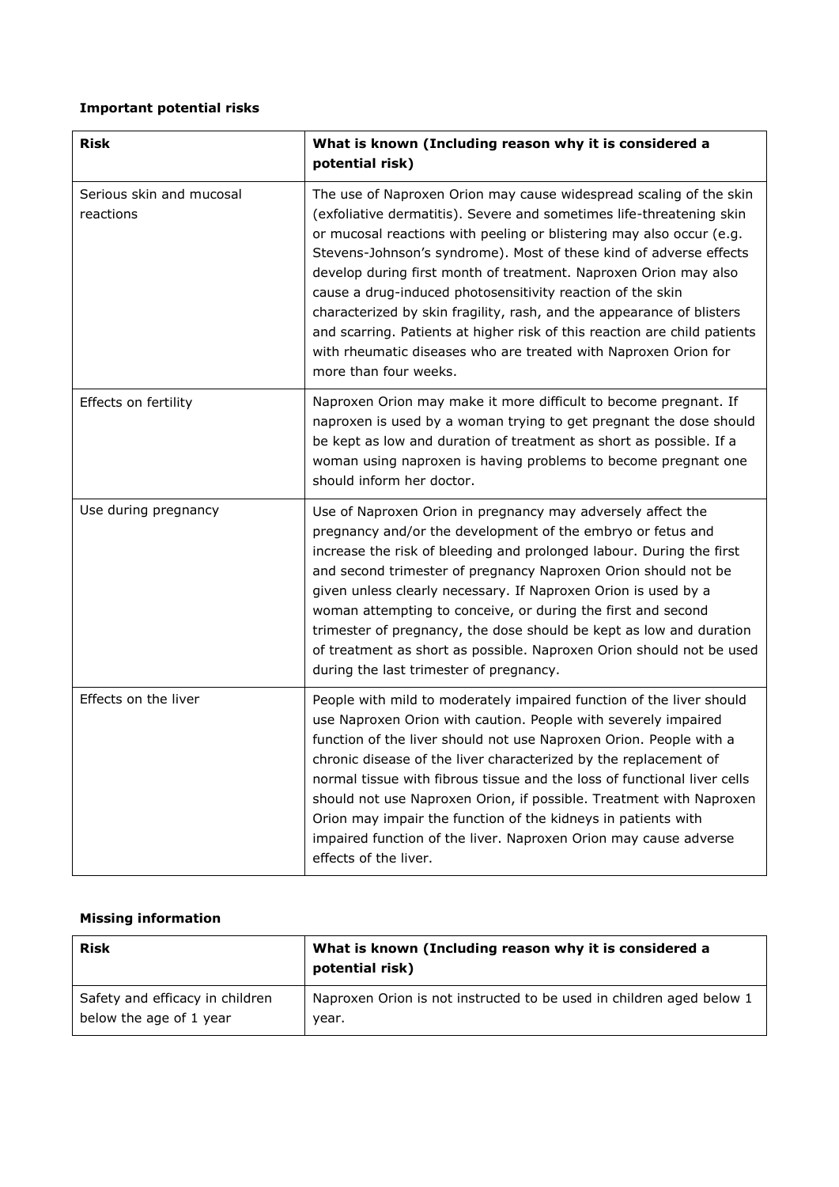**Important potential risks**

| Risk | What is known (Including reason why it is considered a potential risk) |
|---|---|
| Serious skin and mucosal reactions | The use of Naproxen Orion may cause widespread scaling of the skin (exfoliative dermatitis). Severe and sometimes life-threatening skin or mucosal reactions with peeling or blistering may also occur (e.g. Stevens-Johnson's syndrome). Most of these kind of adverse effects develop during first month of treatment. Naproxen Orion may also cause a drug-induced photosensitivity reaction of the skin characterized by skin fragility, rash, and the appearance of blisters and scarring. Patients at higher risk of this reaction are child patients with rheumatic diseases who are treated with Naproxen Orion for more than four weeks. |
| Effects on fertility | Naproxen Orion may make it more difficult to become pregnant. If naproxen is used by a woman trying to get pregnant the dose should be kept as low and duration of treatment as short as possible. If a woman using naproxen is having problems to become pregnant one should inform her doctor. |
| Use during pregnancy | Use of Naproxen Orion in pregnancy may adversely affect the pregnancy and/or the development of the embryo or fetus and increase the risk of bleeding and prolonged labour. During the first and second trimester of pregnancy Naproxen Orion should not be given unless clearly necessary. If Naproxen Orion is used by a woman attempting to conceive, or during the first and second trimester of pregnancy, the dose should be kept as low and duration of treatment as short as possible. Naproxen Orion should not be used during the last trimester of pregnancy. |
| Effects on the liver | People with mild to moderately impaired function of the liver should use Naproxen Orion with caution. People with severely impaired function of the liver should not use Naproxen Orion. People with a chronic disease of the liver characterized by the replacement of normal tissue with fibrous tissue and the loss of functional liver cells should not use Naproxen Orion, if possible. Treatment with Naproxen Orion may impair the function of the kidneys in patients with impaired function of the liver. Naproxen Orion may cause adverse effects of the liver. |

**Missing information**

| Risk | What is known (Including reason why it is considered a potential risk) |
|---|---|
| Safety and efficacy in children below the age of 1 year | Naproxen Orion is not instructed to be used in children aged below 1 year. |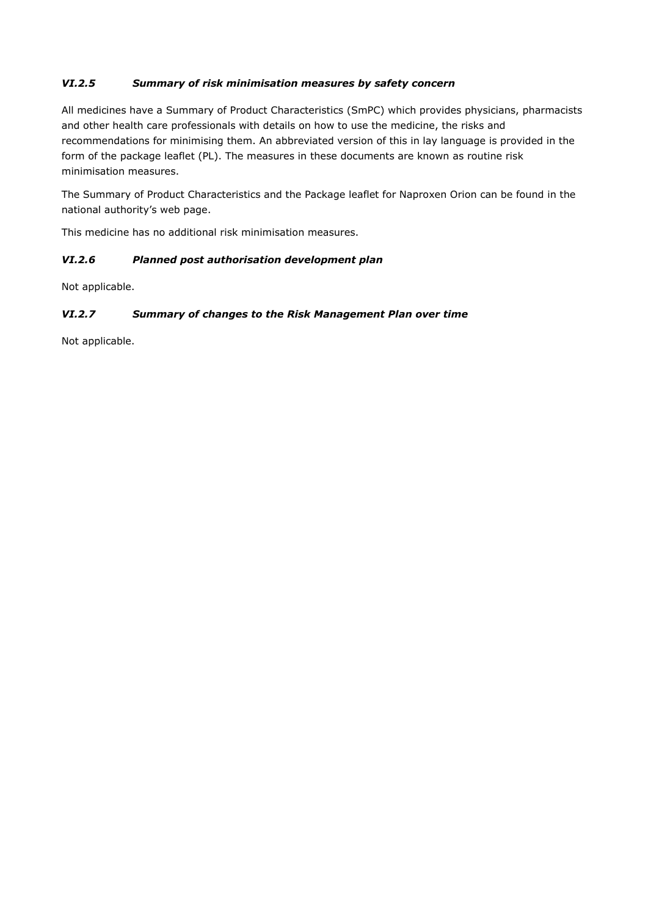### *VI.2.5 Summary of risk minimisation measures by safety concern*

All medicines have a Summary of Product Characteristics (SmPC) which provides physicians, pharmacists and other health care professionals with details on how to use the medicine, the risks and recommendations for minimising them. An abbreviated version of this in lay language is provided in the form of the package leaflet (PL). The measures in these documents are known as routine risk minimisation measures.

The Summary of Product Characteristics and the Package leaflet for Naproxen Orion can be found in the national authority's web page.

This medicine has no additional risk minimisation measures.

### *VI.2.6 Planned post authorisation development plan*

Not applicable.

### *VI.2.7 Summary of changes to the Risk Management Plan over time*

Not applicable.